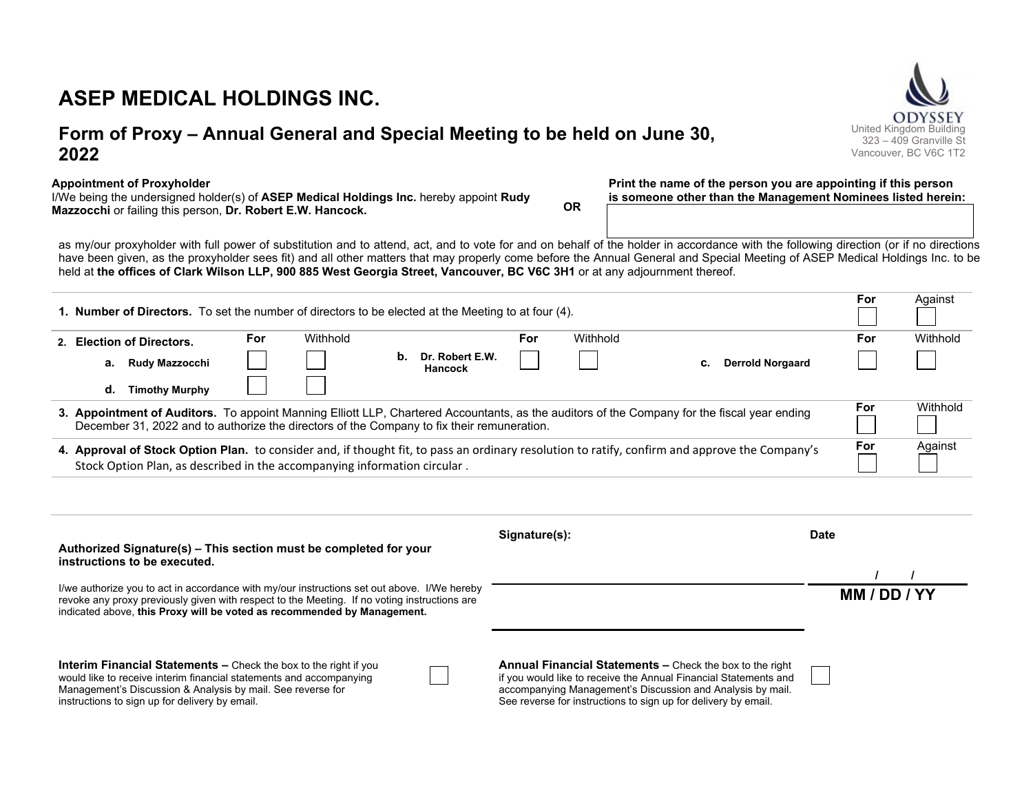# ASEP MEDICAL HOLDINGS INC.

## Form of Proxy – Annual General and Special Meeting to be held on June 30, 2022

ODYSSEY
United Kingdom Building
323 – 409 Granville St
Vancouver, BC V6C 1T2

**Appointment of Proxyholder**
I/We being the undersigned holder(s) of **ASEP Medical Holdings Inc.** hereby appoint **Rudy Mazzocchi** or failing this person, **Dr. Robert E.W. Hancock.**

**OR**

**Print the name of the person you are appointing if this person is someone other than the Management Nominees listed herein:**

as my/our proxyholder with full power of substitution and to attend, act, and to vote for and on behalf of the holder in accordance with the following direction (or if no directions have been given, as the proxyholder sees fit) and all other matters that may properly come before the Annual General and Special Meeting of ASEP Medical Holdings Inc. to be held at **the offices of Clark Wilson LLP, 900 885 West Georgia Street, Vancouver, BC V6C 3H1** or at any adjournment thereof.

| | For | Against |
|---|---|---|
| **1. Number of Directors.** To set the number of directors to be elected at the Meeting to at four (4). | ☐ | ☐ |

**2. Election of Directors.**

| Nominee | For | Withhold |
|---|---|---|
| a. Rudy Mazzocchi | ☐ | ☐ |
| b. Dr. Robert E.W. Hancock | ☐ | ☐ |
| c. Derrold Norgaard | ☐ | ☐ |
| d. Timothy Murphy | ☐ | ☐ |

| | For | Withhold |
|---|---|---|
| **3. Appointment of Auditors.** To appoint Manning Elliott LLP, Chartered Accountants, as the auditors of the Company for the fiscal year ending December 31, 2022 and to authorize the directors of the Company to fix their remuneration. | ☐ | ☐ |

| | For | Against |
|---|---|---|
| **4. Approval of Stock Option Plan.** to consider and, if thought fit, to pass an ordinary resolution to ratify, confirm and approve the Company's Stock Option Plan, as described in the accompanying information circular . | ☐ | ☐ |

**Authorized Signature(s) – This section must be completed for your instructions to be executed.**

I/we authorize you to act in accordance with my/our instructions set out above. I/We hereby revoke any proxy previously given with respect to the Meeting. If no voting instructions are indicated above, **this Proxy will be voted as recommended by Management.**

**Signature(s):**

**Date**

/ /
**MM / DD / YY**

**Interim Financial Statements –** Check the box to the right if you would like to receive interim financial statements and accompanying Management's Discussion & Analysis by mail. See reverse for instructions to sign up for delivery by email. ☐

**Annual Financial Statements –** Check the box to the right if you would like to receive the Annual Financial Statements and accompanying Management's Discussion and Analysis by mail. See reverse for instructions to sign up for delivery by email. ☐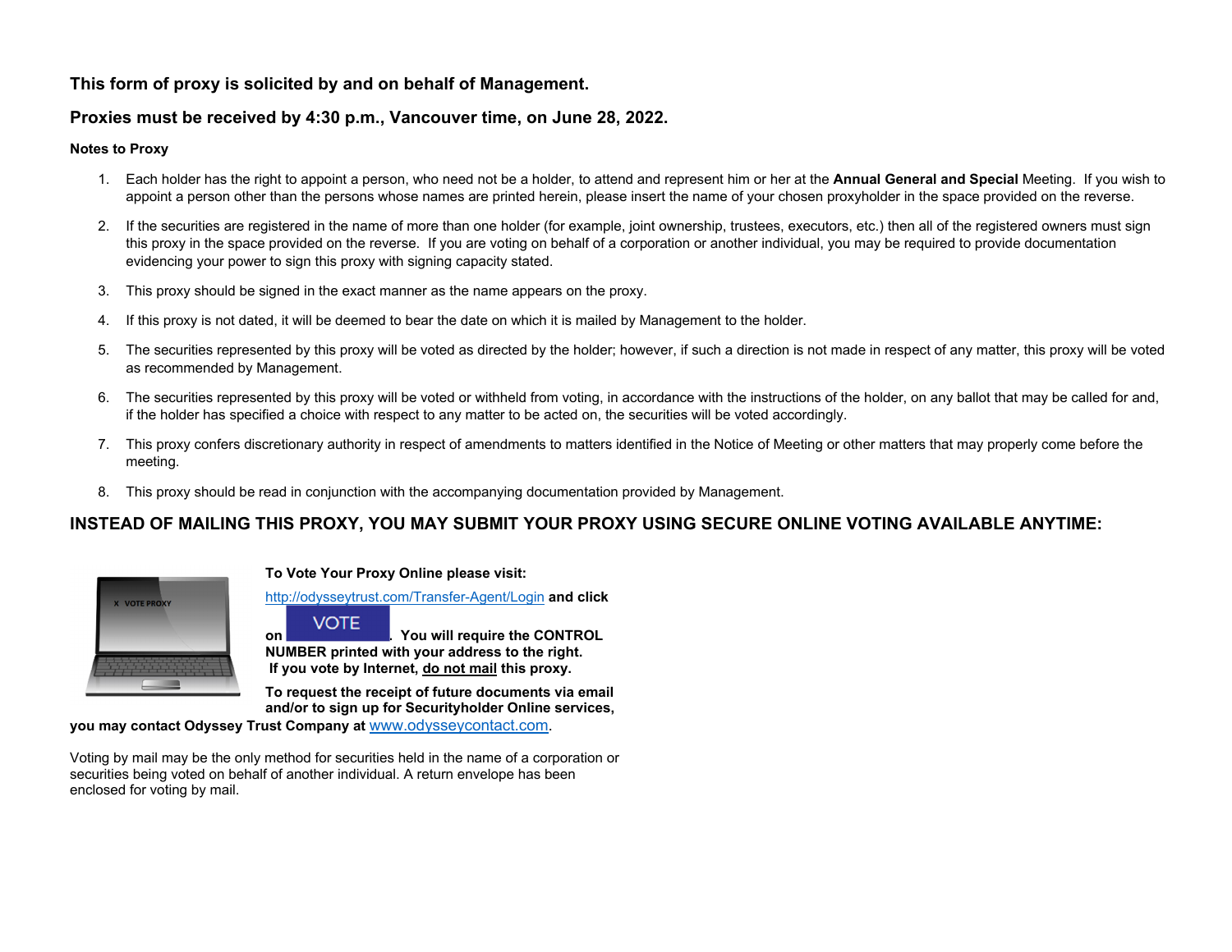**This form of proxy is solicited by and on behalf of Management.**

**Proxies must be received by 4:30 p.m., Vancouver time, on June 28, 2022.**

**Notes to Proxy**

1. Each holder has the right to appoint a person, who need not be a holder, to attend and represent him or her at the **Annual General and Special** Meeting. If you wish to appoint a person other than the persons whose names are printed herein, please insert the name of your chosen proxyholder in the space provided on the reverse.
2. If the securities are registered in the name of more than one holder (for example, joint ownership, trustees, executors, etc.) then all of the registered owners must sign this proxy in the space provided on the reverse. If you are voting on behalf of a corporation or another individual, you may be required to provide documentation evidencing your power to sign this proxy with signing capacity stated.
3. This proxy should be signed in the exact manner as the name appears on the proxy.
4. If this proxy is not dated, it will be deemed to bear the date on which it is mailed by Management to the holder.
5. The securities represented by this proxy will be voted as directed by the holder; however, if such a direction is not made in respect of any matter, this proxy will be voted as recommended by Management.
6. The securities represented by this proxy will be voted or withheld from voting, in accordance with the instructions of the holder, on any ballot that may be called for and, if the holder has specified a choice with respect to any matter to be acted on, the securities will be voted accordingly.
7. This proxy confers discretionary authority in respect of amendments to matters identified in the Notice of Meeting or other matters that may properly come before the meeting.
8. This proxy should be read in conjunction with the accompanying documentation provided by Management.

## INSTEAD OF MAILING THIS PROXY, YOU MAY SUBMIT YOUR PROXY USING SECURE ONLINE VOTING AVAILABLE ANYTIME:

**To Vote Your Proxy Online please visit:**

http://odysseytrust.com/Transfer-Agent/Login **and click on** VOTE**. You will require the CONTROL NUMBER printed with your address to the right. If you vote by Internet, do not mail this proxy.**

**To request the receipt of future documents via email and/or to sign up for Securityholder Online services, you may contact Odyssey Trust Company at** www.odysseycontact.com.

Voting by mail may be the only method for securities held in the name of a corporation or securities being voted on behalf of another individual. A return envelope has been enclosed for voting by mail.